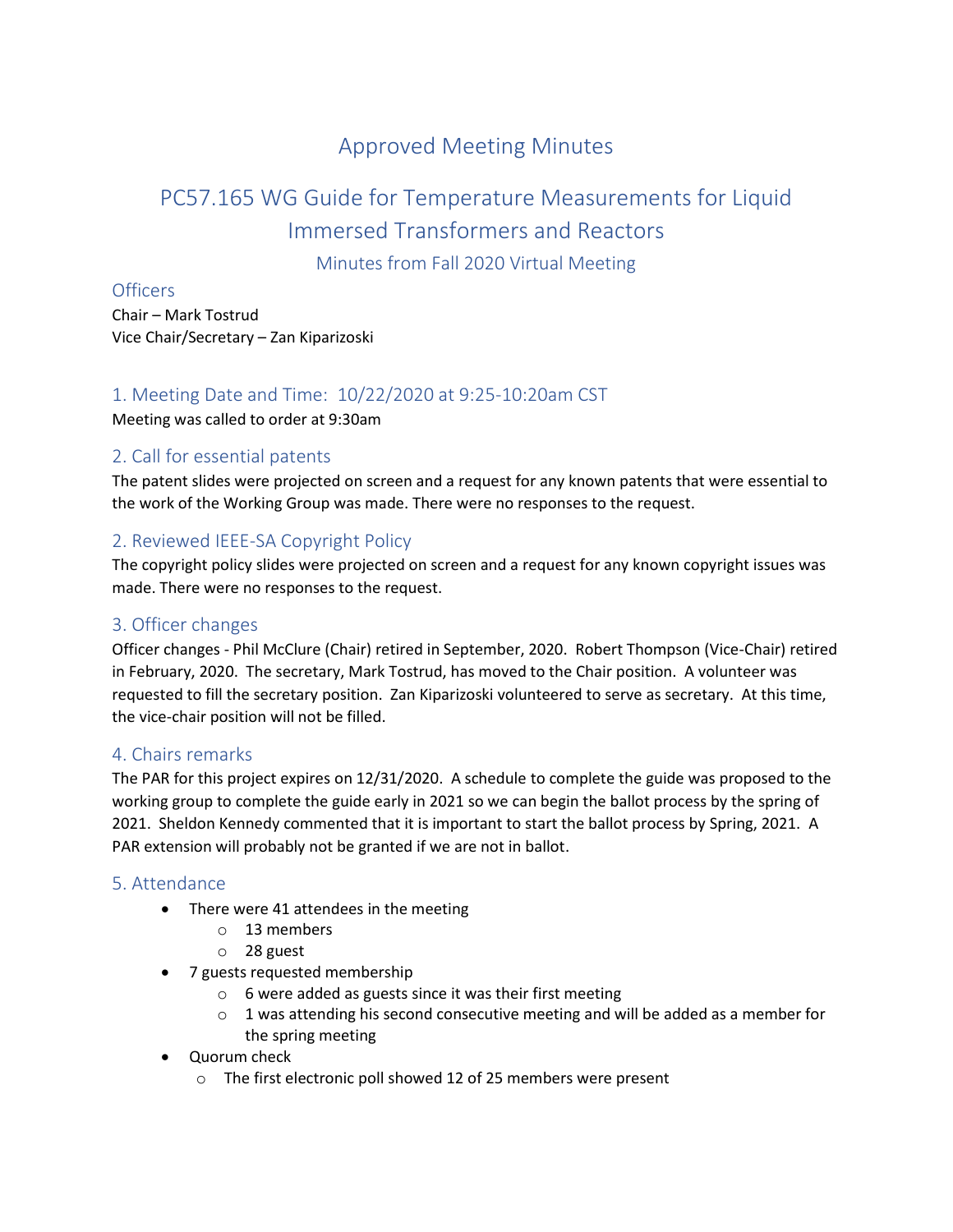# Approved Meeting Minutes

## PC57.165 WG Guide for Temperature Measurements for Liquid Immersed Transformers and Reactors

### Minutes from Fall 2020 Virtual Meeting

### Officers

Chair – Mark Tostrud
Vice Chair/Secretary – Zan Kiparizoski

### 1. Meeting Date and Time: 10/22/2020 at 9:25-10:20am CST

Meeting was called to order at 9:30am

### 2. Call for essential patents

The patent slides were projected on screen and a request for any known patents that were essential to the work of the Working Group was made. There were no responses to the request.

### 2. Reviewed IEEE-SA Copyright Policy

The copyright policy slides were projected on screen and a request for any known copyright issues was made. There were no responses to the request.

### 3. Officer changes

Officer changes - Phil McClure (Chair) retired in September, 2020. Robert Thompson (Vice-Chair) retired in February, 2020. The secretary, Mark Tostrud, has moved to the Chair position. A volunteer was requested to fill the secretary position. Zan Kiparizoski volunteered to serve as secretary. At this time, the vice-chair position will not be filled.

### 4. Chairs remarks

The PAR for this project expires on 12/31/2020. A schedule to complete the guide was proposed to the working group to complete the guide early in 2021 so we can begin the ballot process by the spring of 2021. Sheldon Kennedy commented that it is important to start the ballot process by Spring, 2021. A PAR extension will probably not be granted if we are not in ballot.

### 5. Attendance

- There were 41 attendees in the meeting
  - 13 members
  - 28 guest
- 7 guests requested membership
  - 6 were added as guests since it was their first meeting
  - 1 was attending his second consecutive meeting and will be added as a member for the spring meeting
- Quorum check
  - The first electronic poll showed 12 of 25 members were present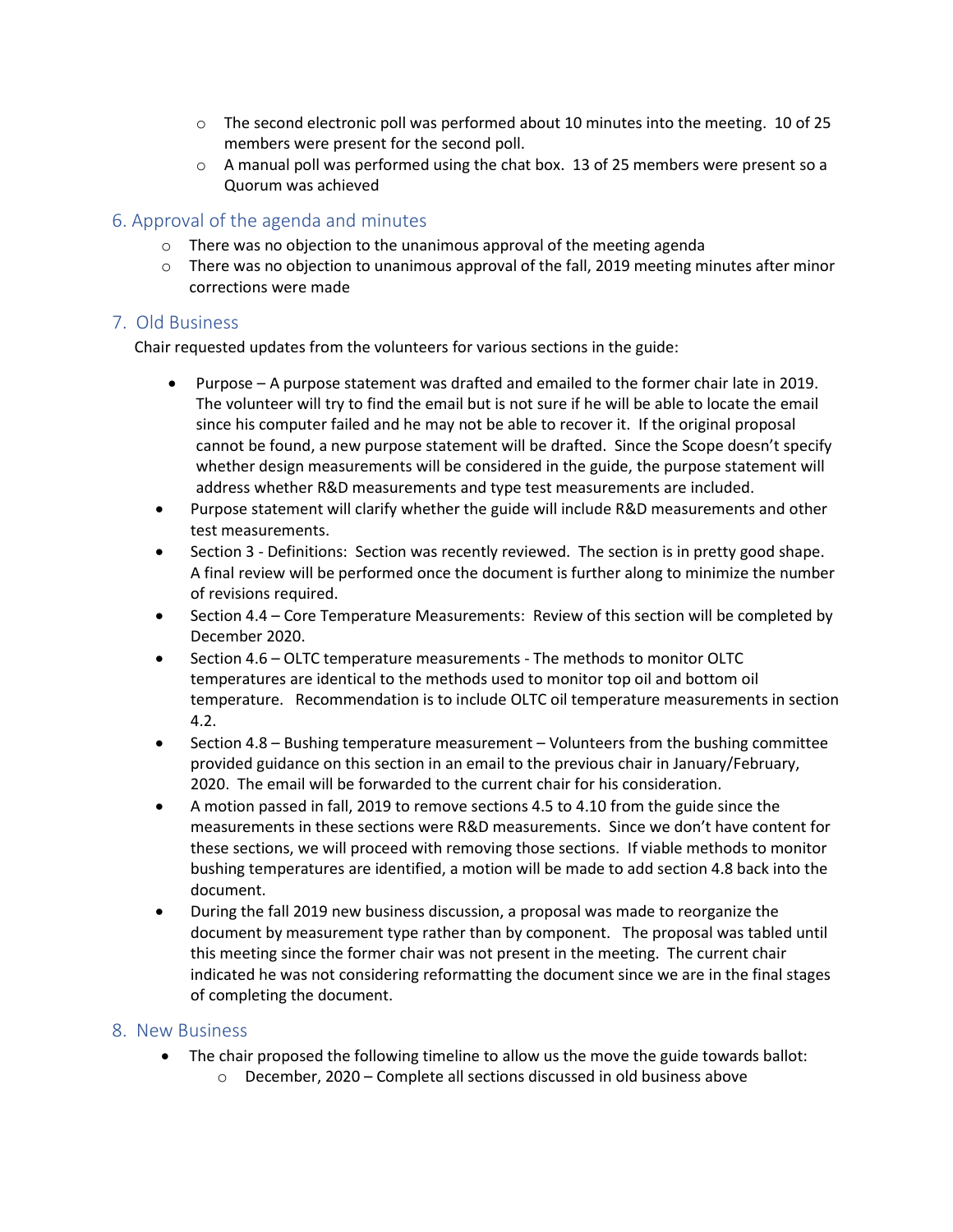- The second electronic poll was performed about 10 minutes into the meeting. 10 of 25 members were present for the second poll.
- A manual poll was performed using the chat box. 13 of 25 members were present so a Quorum was achieved

## 6. Approval of the agenda and minutes

- There was no objection to the unanimous approval of the meeting agenda
- There was no objection to unanimous approval of the fall, 2019 meeting minutes after minor corrections were made

## 7. Old Business

Chair requested updates from the volunteers for various sections in the guide:

- Purpose – A purpose statement was drafted and emailed to the former chair late in 2019. The volunteer will try to find the email but is not sure if he will be able to locate the email since his computer failed and he may not be able to recover it. If the original proposal cannot be found, a new purpose statement will be drafted. Since the Scope doesn't specify whether design measurements will be considered in the guide, the purpose statement will address whether R&D measurements and type test measurements are included.
- Purpose statement will clarify whether the guide will include R&D measurements and other test measurements.
- Section 3 - Definitions: Section was recently reviewed. The section is in pretty good shape. A final review will be performed once the document is further along to minimize the number of revisions required.
- Section 4.4 – Core Temperature Measurements: Review of this section will be completed by December 2020.
- Section 4.6 – OLTC temperature measurements - The methods to monitor OLTC temperatures are identical to the methods used to monitor top oil and bottom oil temperature. Recommendation is to include OLTC oil temperature measurements in section 4.2.
- Section 4.8 – Bushing temperature measurement – Volunteers from the bushing committee provided guidance on this section in an email to the previous chair in January/February, 2020. The email will be forwarded to the current chair for his consideration.
- A motion passed in fall, 2019 to remove sections 4.5 to 4.10 from the guide since the measurements in these sections were R&D measurements. Since we don't have content for these sections, we will proceed with removing those sections. If viable methods to monitor bushing temperatures are identified, a motion will be made to add section 4.8 back into the document.
- During the fall 2019 new business discussion, a proposal was made to reorganize the document by measurement type rather than by component. The proposal was tabled until this meeting since the former chair was not present in the meeting. The current chair indicated he was not considering reformatting the document since we are in the final stages of completing the document.

## 8. New Business

- The chair proposed the following timeline to allow us the move the guide towards ballot:
  - December, 2020 – Complete all sections discussed in old business above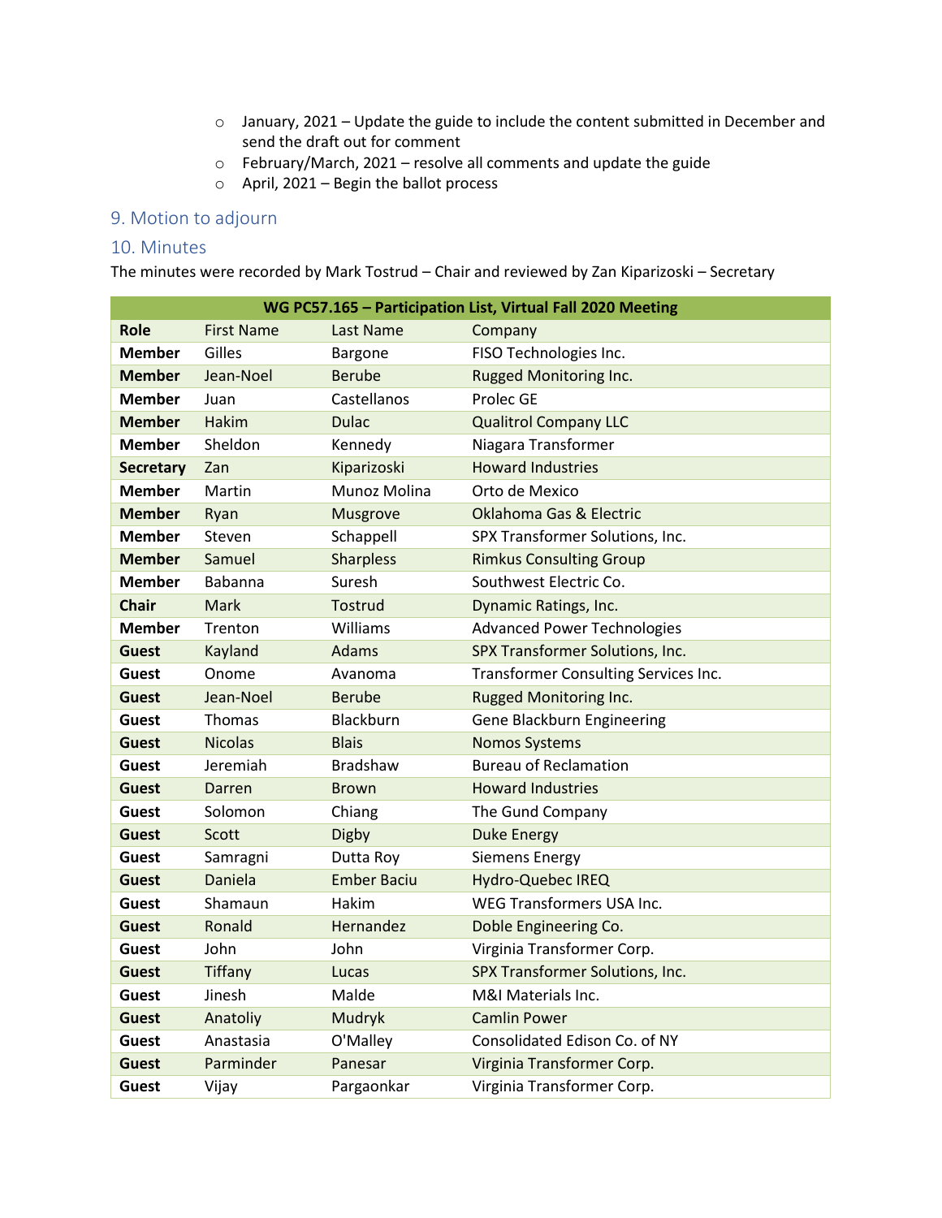- January, 2021 – Update the guide to include the content submitted in December and send the draft out for comment
- February/March, 2021 – resolve all comments and update the guide
- April, 2021 – Begin the ballot process

## 9. Motion to adjourn

## 10. Minutes

The minutes were recorded by Mark Tostrud – Chair and reviewed by Zan Kiparizoski – Secretary

| WG PC57.165 – Participation List, Virtual Fall 2020 Meeting | | | |
|---|---|---|---|
| **Role** | First Name | Last Name | Company |
| **Member** | Gilles | Bargone | FISO Technologies Inc. |
| **Member** | Jean-Noel | Berube | Rugged Monitoring Inc. |
| **Member** | Juan | Castellanos | Prolec GE |
| **Member** | Hakim | Dulac | Qualitrol Company LLC |
| **Member** | Sheldon | Kennedy | Niagara Transformer |
| **Secretary** | Zan | Kiparizoski | Howard Industries |
| **Member** | Martin | Munoz Molina | Orto de Mexico |
| **Member** | Ryan | Musgrove | Oklahoma Gas & Electric |
| **Member** | Steven | Schappell | SPX Transformer Solutions, Inc. |
| **Member** | Samuel | Sharpless | Rimkus Consulting Group |
| **Member** | Babanna | Suresh | Southwest Electric Co. |
| **Chair** | Mark | Tostrud | Dynamic Ratings, Inc. |
| **Member** | Trenton | Williams | Advanced Power Technologies |
| **Guest** | Kayland | Adams | SPX Transformer Solutions, Inc. |
| **Guest** | Onome | Avanoma | Transformer Consulting Services Inc. |
| **Guest** | Jean-Noel | Berube | Rugged Monitoring Inc. |
| **Guest** | Thomas | Blackburn | Gene Blackburn Engineering |
| **Guest** | Nicolas | Blais | Nomos Systems |
| **Guest** | Jeremiah | Bradshaw | Bureau of Reclamation |
| **Guest** | Darren | Brown | Howard Industries |
| **Guest** | Solomon | Chiang | The Gund Company |
| **Guest** | Scott | Digby | Duke Energy |
| **Guest** | Samragni | Dutta Roy | Siemens Energy |
| **Guest** | Daniela | Ember Baciu | Hydro-Quebec IREQ |
| **Guest** | Shamaun | Hakim | WEG Transformers USA Inc. |
| **Guest** | Ronald | Hernandez | Doble Engineering Co. |
| **Guest** | John | John | Virginia Transformer Corp. |
| **Guest** | Tiffany | Lucas | SPX Transformer Solutions, Inc. |
| **Guest** | Jinesh | Malde | M&I Materials Inc. |
| **Guest** | Anatoliy | Mudryk | Camlin Power |
| **Guest** | Anastasia | O'Malley | Consolidated Edison Co. of NY |
| **Guest** | Parminder | Panesar | Virginia Transformer Corp. |
| **Guest** | Vijay | Pargaonkar | Virginia Transformer Corp. |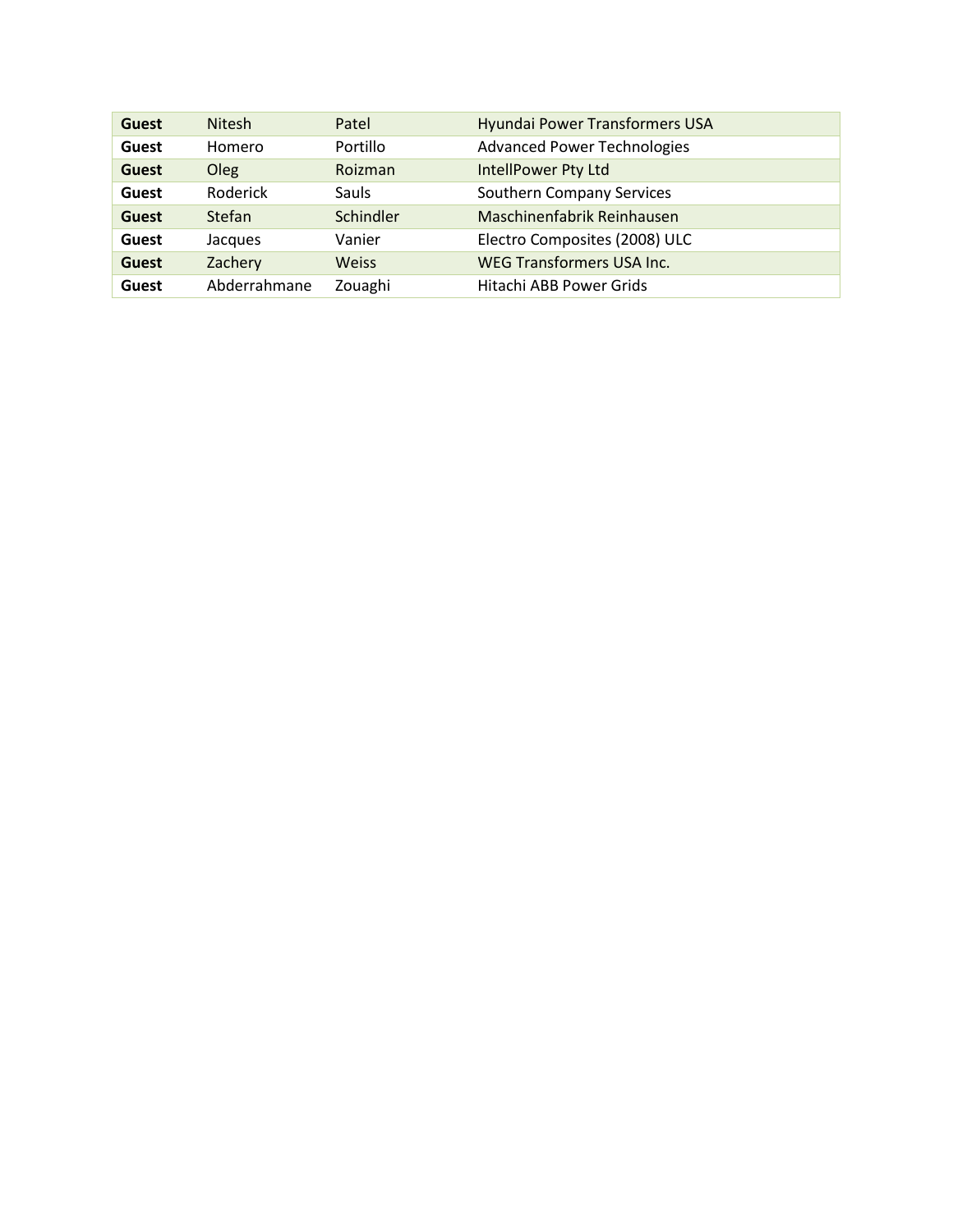| | | | |
|---|---|---|---|
| **Guest** | Nitesh | Patel | Hyundai Power Transformers USA |
| **Guest** | Homero | Portillo | Advanced Power Technologies |
| **Guest** | Oleg | Roizman | IntellPower Pty Ltd |
| **Guest** | Roderick | Sauls | Southern Company Services |
| **Guest** | Stefan | Schindler | Maschinenfabrik Reinhausen |
| **Guest** | Jacques | Vanier | Electro Composites (2008) ULC |
| **Guest** | Zachery | Weiss | WEG Transformers USA Inc. |
| **Guest** | Abderrahmane | Zouaghi | Hitachi ABB Power Grids |